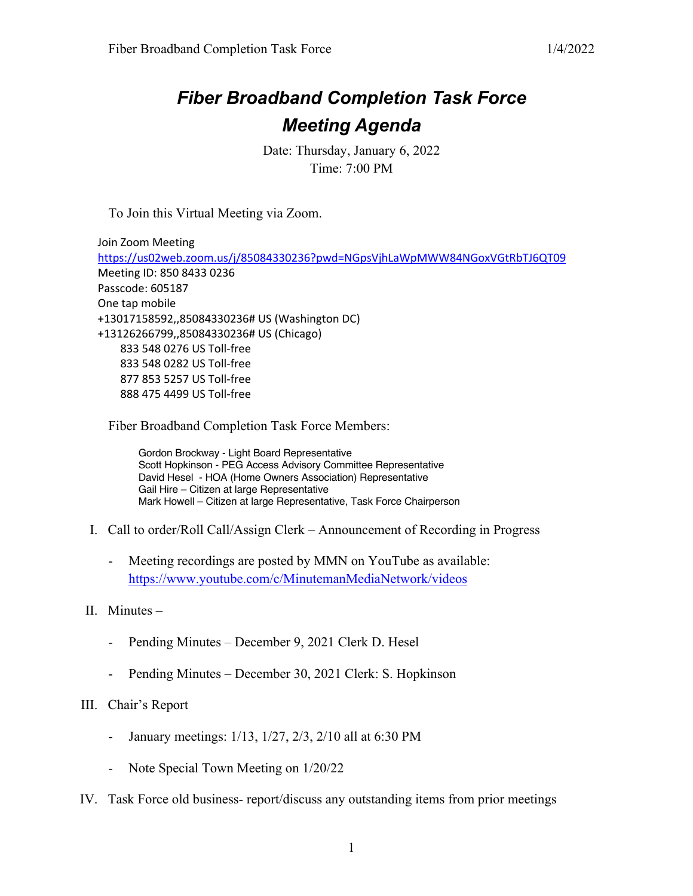# *Fiber Broadband Completion Task Force*
# *Meeting Agenda*

Date: Thursday, January 6, 2022
Time: 7:00 PM

To Join this Virtual Meeting via Zoom.

Join Zoom Meeting
https://us02web.zoom.us/j/85084330236?pwd=NGpsVjhLaWpMWW84NGoxVGtRbTJ6QT09
Meeting ID: 850 8433 0236
Passcode: 605187
One tap mobile
+13017158592,,85084330236# US (Washington DC)
+13126266799,,85084330236# US (Chicago)
833 548 0276 US Toll-free
833 548 0282 US Toll-free
877 853 5257 US Toll-free
888 475 4499 US Toll-free

Fiber Broadband Completion Task Force Members:

Gordon Brockway - Light Board Representative
Scott Hopkinson - PEG Access Advisory Committee Representative
David Hesel - HOA (Home Owners Association) Representative
Gail Hire – Citizen at large Representative
Mark Howell – Citizen at large Representative, Task Force Chairperson

I. Call to order/Roll Call/Assign Clerk – Announcement of Recording in Progress
   - Meeting recordings are posted by MMN on YouTube as available: https://www.youtube.com/c/MinutemanMediaNetwork/videos

II. Minutes –
   - Pending Minutes – December 9, 2021 Clerk D. Hesel
   - Pending Minutes – December 30, 2021 Clerk: S. Hopkinson

III. Chair's Report
   - January meetings: 1/13, 1/27, 2/3, 2/10 all at 6:30 PM
   - Note Special Town Meeting on 1/20/22

IV. Task Force old business- report/discuss any outstanding items from prior meetings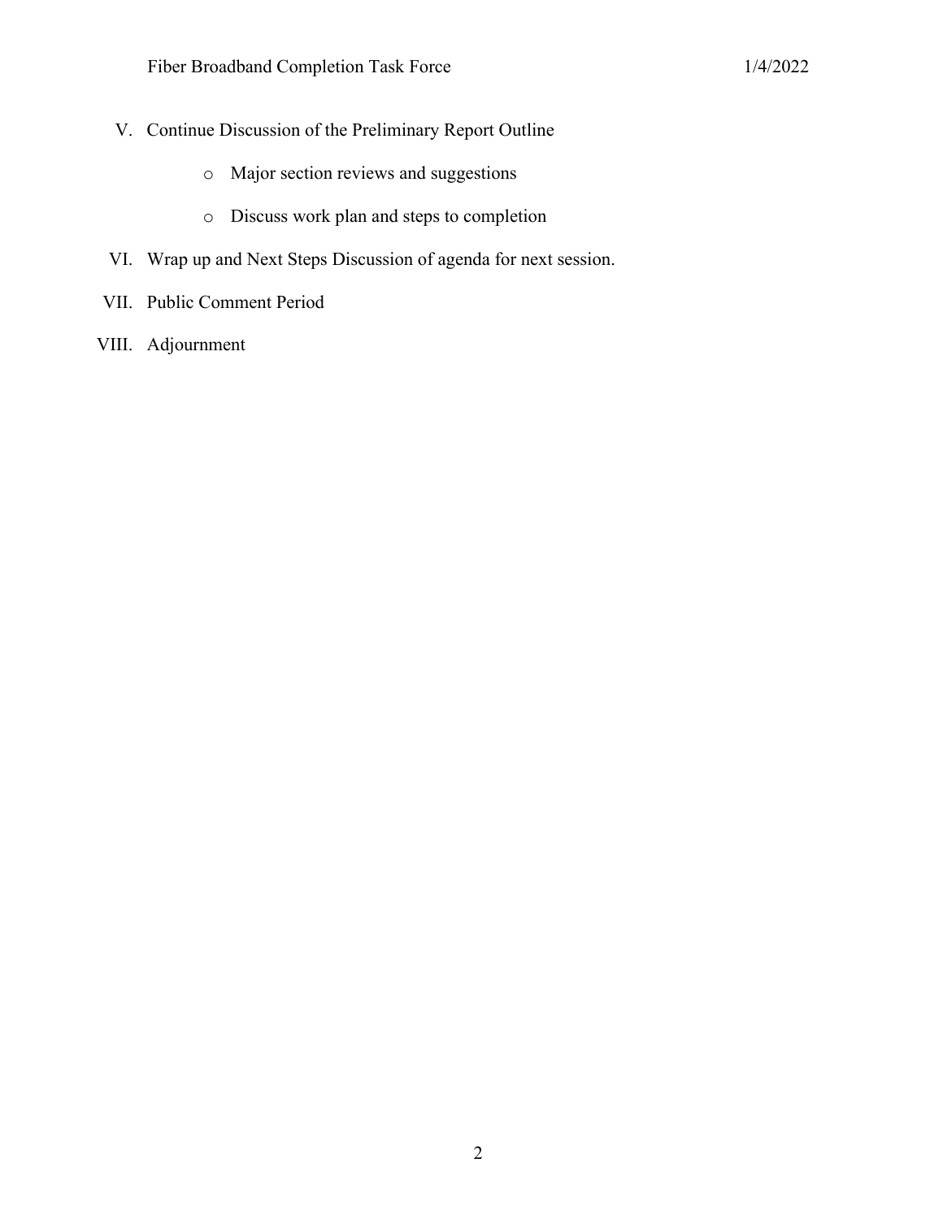V. Continue Discussion of the Preliminary Report Outline

   - Major section reviews and suggestions
   - Discuss work plan and steps to completion

VI. Wrap up and Next Steps Discussion of agenda for next session.

VII. Public Comment Period

VIII. Adjournment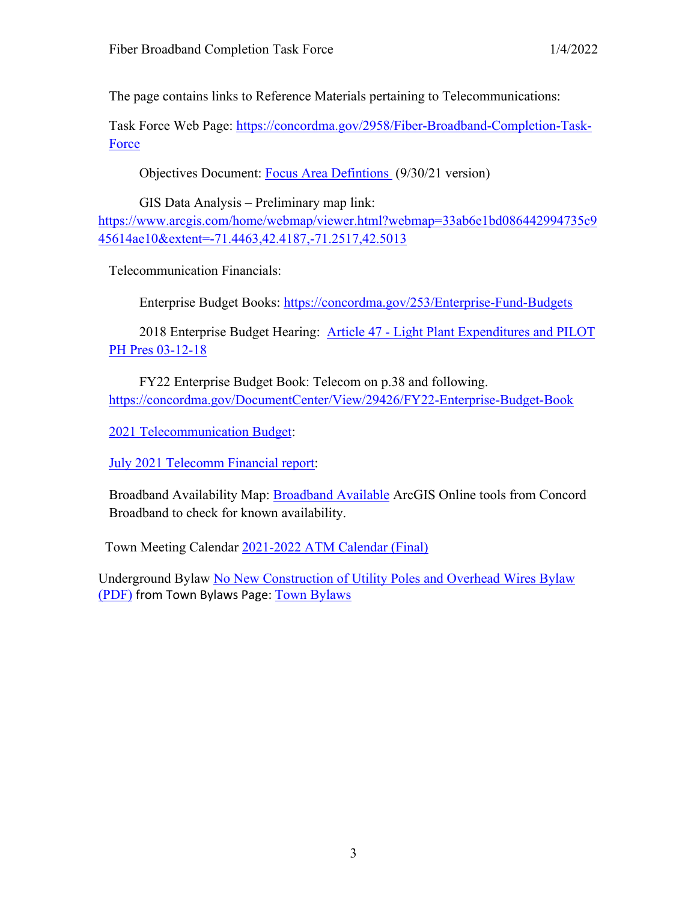The page contains links to Reference Materials pertaining to Telecommunications:

Task Force Web Page: https://concordma.gov/2958/Fiber-Broadband-Completion-Task-Force

Objectives Document: Focus Area Defintions (9/30/21 version)

GIS Data Analysis – Preliminary map link: https://www.arcgis.com/home/webmap/viewer.html?webmap=33ab6e1bd086442994735c945614ae10&extent=-71.4463,42.4187,-71.2517,42.5013

Telecommunication Financials:

Enterprise Budget Books: https://concordma.gov/253/Enterprise-Fund-Budgets

2018 Enterprise Budget Hearing: Article 47 - Light Plant Expenditures and PILOT PH Pres 03-12-18

FY22 Enterprise Budget Book: Telecom on p.38 and following. https://concordma.gov/DocumentCenter/View/29426/FY22-Enterprise-Budget-Book

2021 Telecommunication Budget:

July 2021 Telecomm Financial report:

Broadband Availability Map: Broadband Available ArcGIS Online tools from Concord Broadband to check for known availability.

Town Meeting Calendar 2021-2022 ATM Calendar (Final)

Underground Bylaw No New Construction of Utility Poles and Overhead Wires Bylaw (PDF) from Town Bylaws Page: Town Bylaws